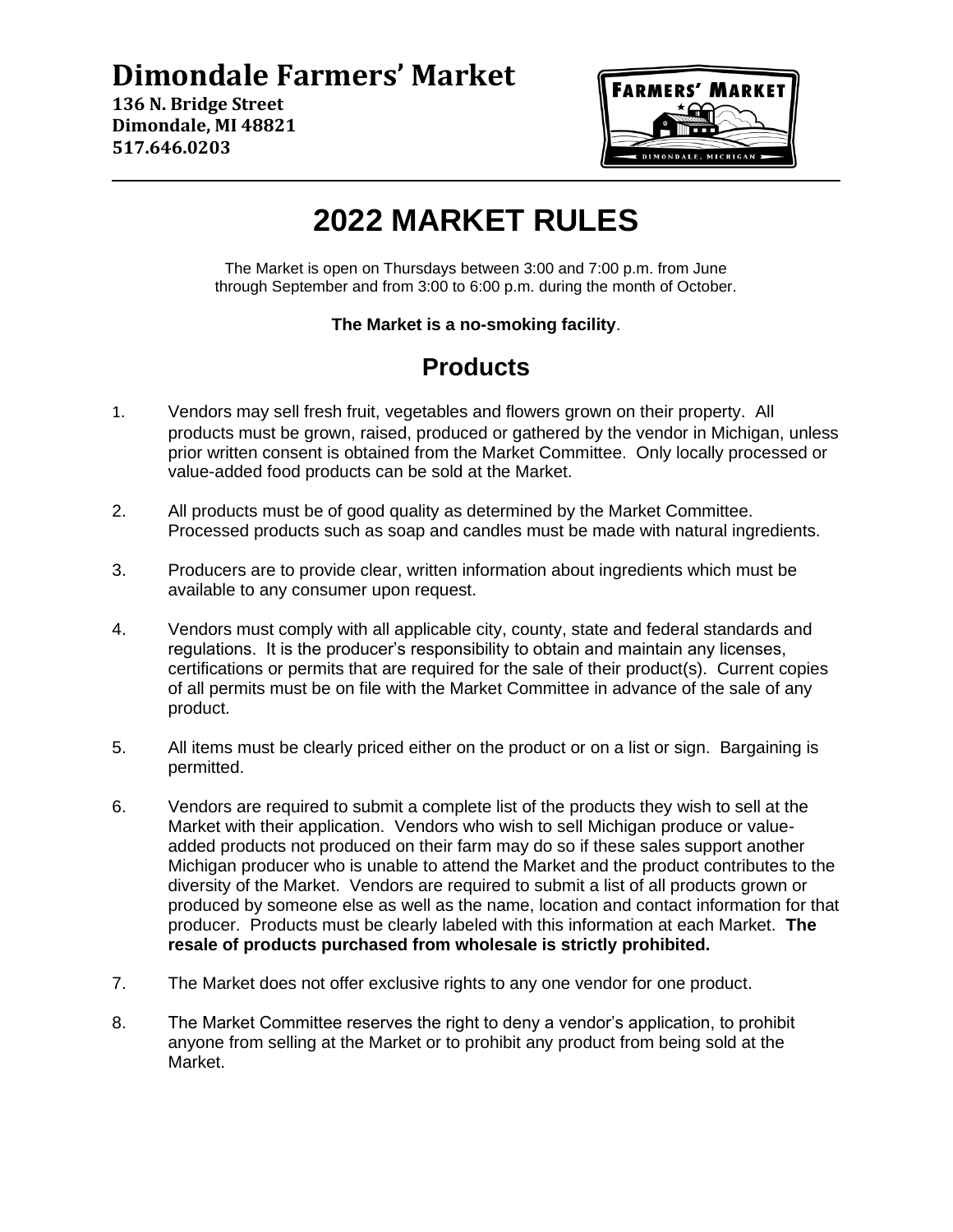# Dimondale Farmers' Market

**136 N. Bridge Street**
**Dimondale, MI 48821**
**517.646.0203**

# 2022 MARKET RULES

The Market is open on Thursdays between 3:00 and 7:00 p.m. from June through September and from 3:00 to 6:00 p.m. during the month of October.

**The Market is a no-smoking facility**.

## Products

1. Vendors may sell fresh fruit, vegetables and flowers grown on their property. All products must be grown, raised, produced or gathered by the vendor in Michigan, unless prior written consent is obtained from the Market Committee. Only locally processed or value-added food products can be sold at the Market.

2. All products must be of good quality as determined by the Market Committee. Processed products such as soap and candles must be made with natural ingredients.

3. Producers are to provide clear, written information about ingredients which must be available to any consumer upon request.

4. Vendors must comply with all applicable city, county, state and federal standards and regulations. It is the producer's responsibility to obtain and maintain any licenses, certifications or permits that are required for the sale of their product(s). Current copies of all permits must be on file with the Market Committee in advance of the sale of any product.

5. All items must be clearly priced either on the product or on a list or sign. Bargaining is permitted.

6. Vendors are required to submit a complete list of the products they wish to sell at the Market with their application. Vendors who wish to sell Michigan produce or value-added products not produced on their farm may do so if these sales support another Michigan producer who is unable to attend the Market and the product contributes to the diversity of the Market. Vendors are required to submit a list of all products grown or produced by someone else as well as the name, location and contact information for that producer. Products must be clearly labeled with this information at each Market. **The resale of products purchased from wholesale is strictly prohibited.**

7. The Market does not offer exclusive rights to any one vendor for one product.

8. The Market Committee reserves the right to deny a vendor's application, to prohibit anyone from selling at the Market or to prohibit any product from being sold at the Market.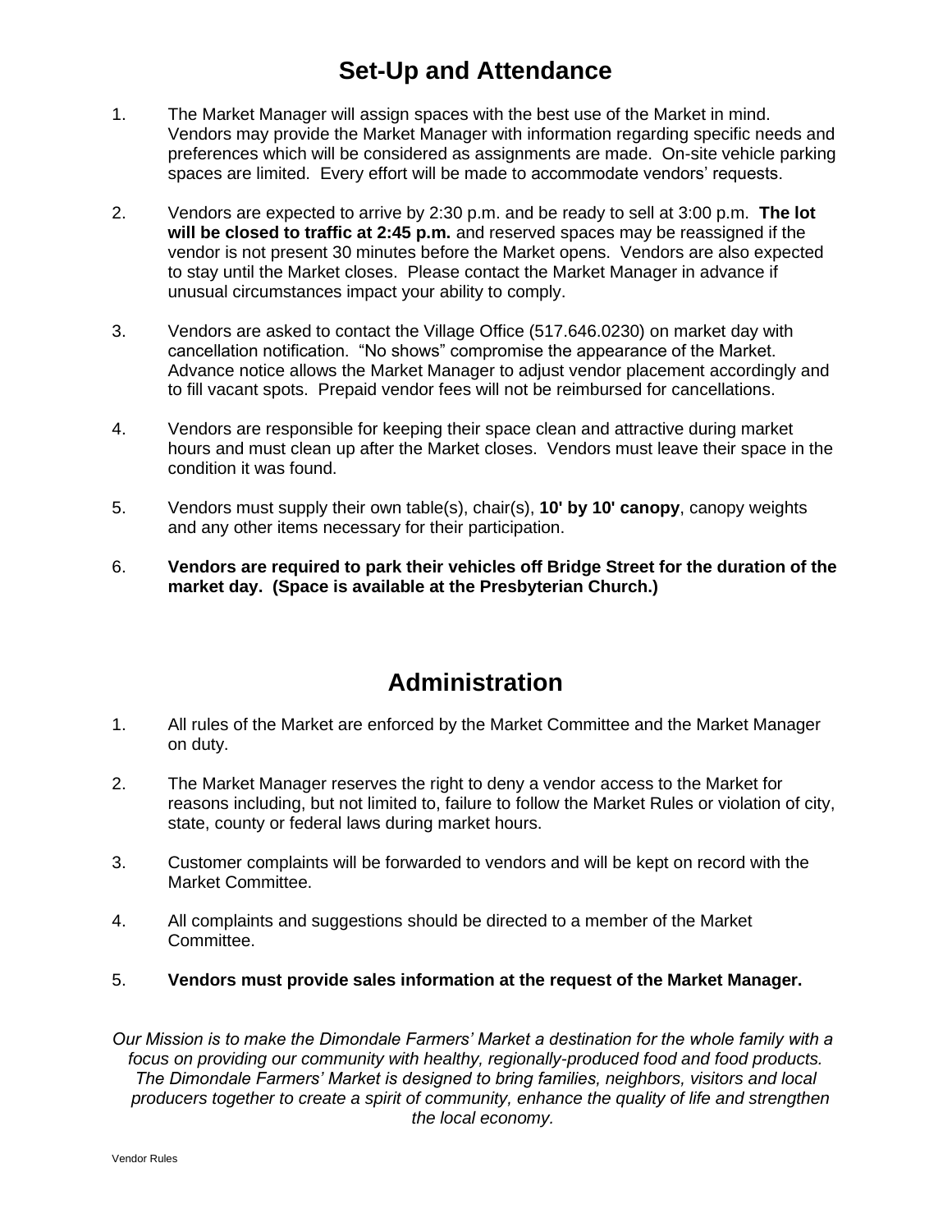## Set-Up and Attendance

1. The Market Manager will assign spaces with the best use of the Market in mind. Vendors may provide the Market Manager with information regarding specific needs and preferences which will be considered as assignments are made. On-site vehicle parking spaces are limited. Every effort will be made to accommodate vendors' requests.

2. Vendors are expected to arrive by 2:30 p.m. and be ready to sell at 3:00 p.m. **The lot will be closed to traffic at 2:45 p.m.** and reserved spaces may be reassigned if the vendor is not present 30 minutes before the Market opens. Vendors are also expected to stay until the Market closes. Please contact the Market Manager in advance if unusual circumstances impact your ability to comply.

3. Vendors are asked to contact the Village Office (517.646.0230) on market day with cancellation notification. "No shows" compromise the appearance of the Market. Advance notice allows the Market Manager to adjust vendor placement accordingly and to fill vacant spots. Prepaid vendor fees will not be reimbursed for cancellations.

4. Vendors are responsible for keeping their space clean and attractive during market hours and must clean up after the Market closes. Vendors must leave their space in the condition it was found.

5. Vendors must supply their own table(s), chair(s), **10' by 10' canopy**, canopy weights and any other items necessary for their participation.

6. **Vendors are required to park their vehicles off Bridge Street for the duration of the market day. (Space is available at the Presbyterian Church.)**

## Administration

1. All rules of the Market are enforced by the Market Committee and the Market Manager on duty.

2. The Market Manager reserves the right to deny a vendor access to the Market for reasons including, but not limited to, failure to follow the Market Rules or violation of city, state, county or federal laws during market hours.

3. Customer complaints will be forwarded to vendors and will be kept on record with the Market Committee.

4. All complaints and suggestions should be directed to a member of the Market Committee.

5. **Vendors must provide sales information at the request of the Market Manager.**

*Our Mission is to make the Dimondale Farmers' Market a destination for the whole family with a focus on providing our community with healthy, regionally-produced food and food products. The Dimondale Farmers' Market is designed to bring families, neighbors, visitors and local producers together to create a spirit of community, enhance the quality of life and strengthen the local economy.*